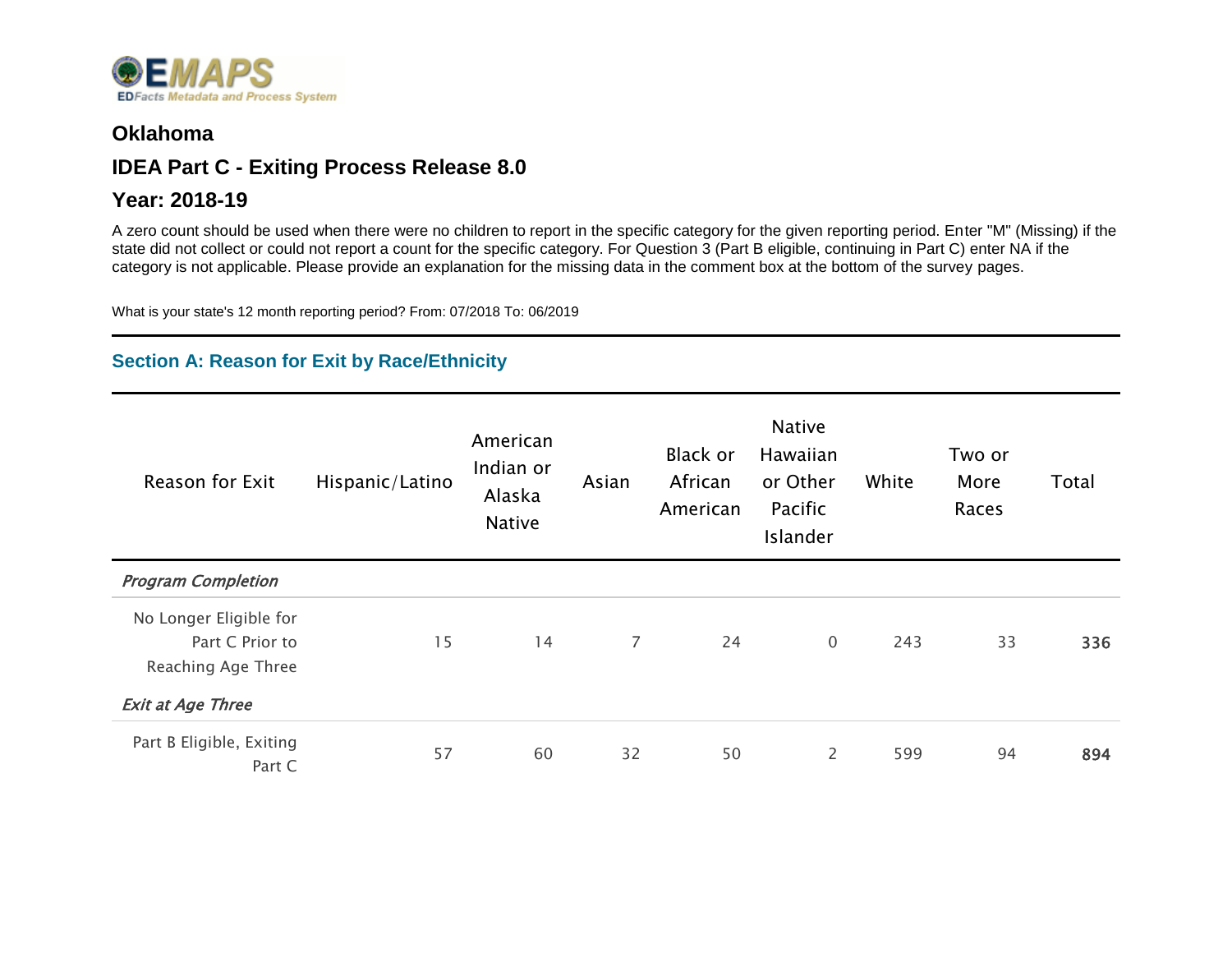EMAPS
EDFacts Metadata and Process System

## Oklahoma

## IDEA Part C - Exiting Process Release 8.0

## Year: 2018-19

A zero count should be used when there were no children to report in the specific category for the given reporting period. Enter "M" (Missing) if the state did not collect or could not report a count for the specific category. For Question 3 (Part B eligible, continuing in Part C) enter NA if the category is not applicable. Please provide an explanation for the missing data in the comment box at the bottom of the survey pages.

What is your state's 12 month reporting period? From: 07/2018 To: 06/2019

### Section A: Reason for Exit by Race/Ethnicity

| Reason for Exit | Hispanic/Latino | American Indian or Alaska Native | Asian | Black or African American | Native Hawaiian or Other Pacific Islander | White | Two or More Races | Total |
|---|---|---|---|---|---|---|---|---|
| *Program Completion* | | | | | | | | |
| No Longer Eligible for Part C Prior to Reaching Age Three | 15 | 14 | 7 | 24 | 0 | 243 | 33 | **336** |
| *Exit at Age Three* | | | | | | | | |
| Part B Eligible, Exiting Part C | 57 | 60 | 32 | 50 | 2 | 599 | 94 | **894** |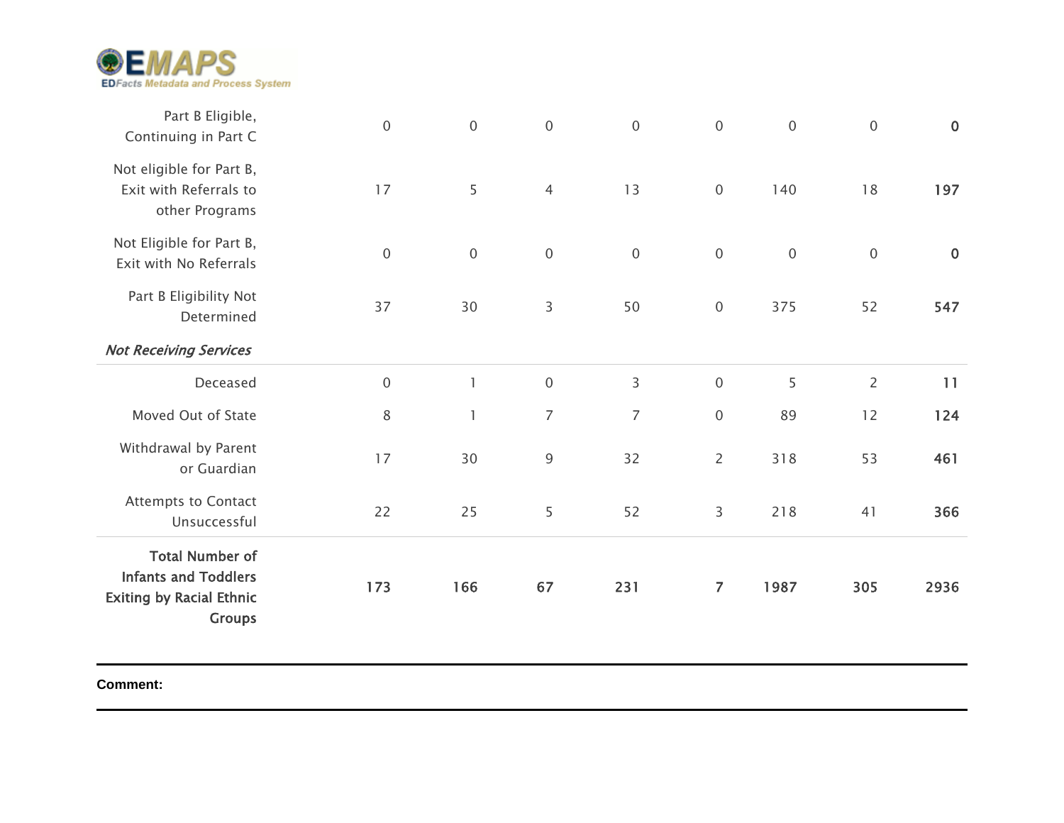| | | | | | | | | |
|---|---|---|---|---|---|---|---|---|
| Part B Eligible, Continuing in Part C | 0 | 0 | 0 | 0 | 0 | 0 | 0 | **0** |
| Not eligible for Part B, Exit with Referrals to other Programs | 17 | 5 | 4 | 13 | 0 | 140 | 18 | **197** |
| Not Eligible for Part B, Exit with No Referrals | 0 | 0 | 0 | 0 | 0 | 0 | 0 | **0** |
| Part B Eligibility Not Determined | 37 | 30 | 3 | 50 | 0 | 375 | 52 | **547** |
| *Not Receiving Services* | | | | | | | | |
| Deceased | 0 | 1 | 0 | 3 | 0 | 5 | 2 | **11** |
| Moved Out of State | 8 | 1 | 7 | 7 | 0 | 89 | 12 | **124** |
| Withdrawal by Parent or Guardian | 17 | 30 | 9 | 32 | 2 | 318 | 53 | **461** |
| Attempts to Contact Unsuccessful | 22 | 25 | 5 | 52 | 3 | 218 | 41 | **366** |
| **Total Number of Infants and Toddlers Exiting by Racial Ethnic Groups** | **173** | **166** | **67** | **231** | **7** | **1987** | **305** | **2936** |

**Comment:**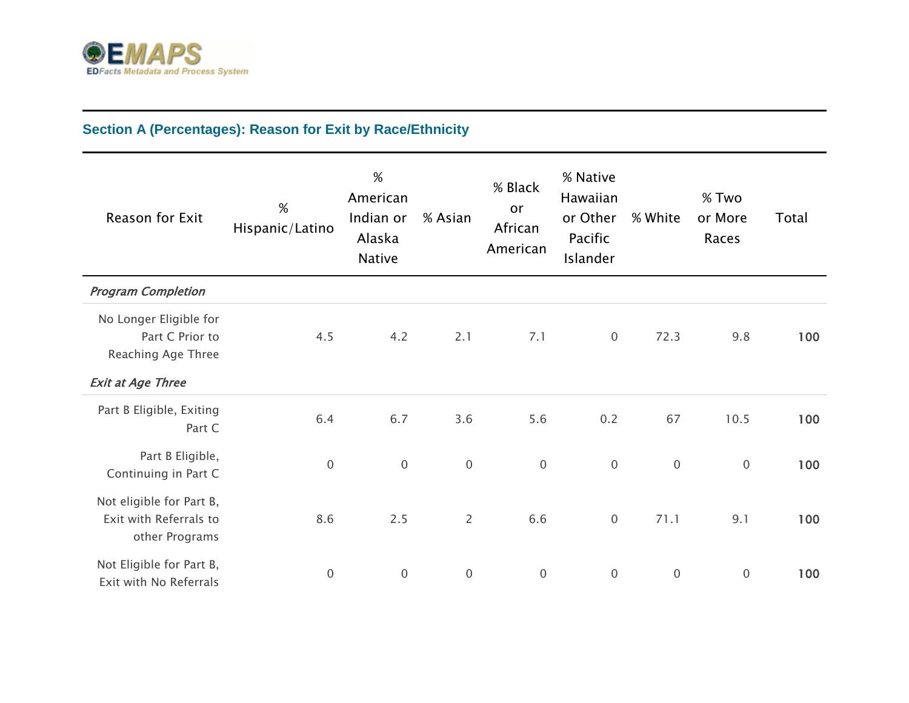## Section A (Percentages): Reason for Exit by Race/Ethnicity

| Reason for Exit | % Hispanic/Latino | % American Indian or Alaska Native | % Asian | % Black or African American | % Native Hawaiian or Other Pacific Islander | % White | % Two or More Races | Total |
|---|---|---|---|---|---|---|---|---|
| *Program Completion* | | | | | | | | |
| No Longer Eligible for Part C Prior to Reaching Age Three | 4.5 | 4.2 | 2.1 | 7.1 | 0 | 72.3 | 9.8 | **100** |
| *Exit at Age Three* | | | | | | | | |
| Part B Eligible, Exiting Part C | 6.4 | 6.7 | 3.6 | 5.6 | 0.2 | 67 | 10.5 | **100** |
| Part B Eligible, Continuing in Part C | 0 | 0 | 0 | 0 | 0 | 0 | 0 | **100** |
| Not eligible for Part B, Exit with Referrals to other Programs | 8.6 | 2.5 | 2 | 6.6 | 0 | 71.1 | 9.1 | **100** |
| Not Eligible for Part B, Exit with No Referrals | 0 | 0 | 0 | 0 | 0 | 0 | 0 | **100** |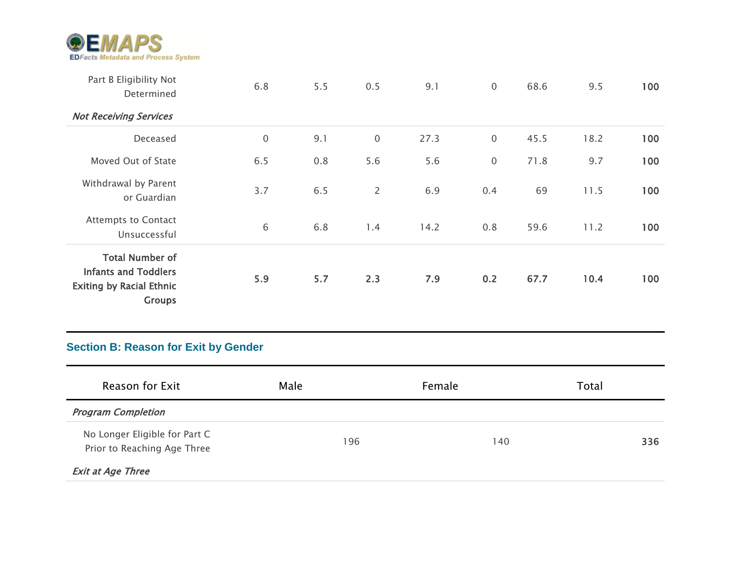| | | | | | | | | |
|---|---|---|---|---|---|---|---|---|
| Part B Eligibility Not Determined | 6.8 | 5.5 | 0.5 | 9.1 | 0 | 68.6 | 9.5 | **100** |
| ***Not Receiving Services*** | | | | | | | | |
| Deceased | 0 | 9.1 | 0 | 27.3 | 0 | 45.5 | 18.2 | **100** |
| Moved Out of State | 6.5 | 0.8 | 5.6 | 5.6 | 0 | 71.8 | 9.7 | **100** |
| Withdrawal by Parent or Guardian | 3.7 | 6.5 | 2 | 6.9 | 0.4 | 69 | 11.5 | **100** |
| Attempts to Contact Unsuccessful | 6 | 6.8 | 1.4 | 14.2 | 0.8 | 59.6 | 11.2 | **100** |
| **Total Number of Infants and Toddlers Exiting by Racial Ethnic Groups** | **5.9** | **5.7** | **2.3** | **7.9** | **0.2** | **67.7** | **10.4** | **100** |

## Section B: Reason for Exit by Gender

| Reason for Exit | Male | Female | Total |
|---|---|---|---|
| ***Program Completion*** | | | |
| No Longer Eligible for Part C Prior to Reaching Age Three | 196 | 140 | **336** |
| ***Exit at Age Three*** | | | |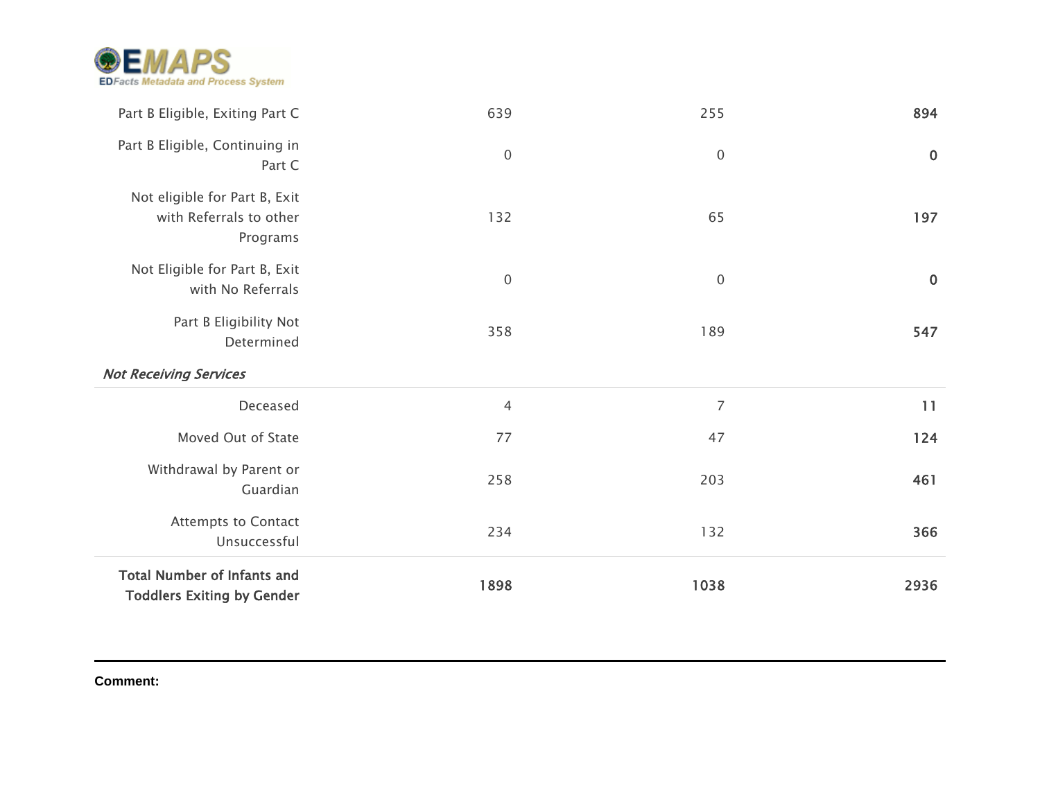| | | | |
|---|---|---|---|
| Part B Eligible, Exiting Part C | 639 | 255 | **894** |
| Part B Eligible, Continuing in Part C | 0 | 0 | **0** |
| Not eligible for Part B, Exit with Referrals to other Programs | 132 | 65 | **197** |
| Not Eligible for Part B, Exit with No Referrals | 0 | 0 | **0** |
| Part B Eligibility Not Determined | 358 | 189 | **547** |
| ***Not Receiving Services*** | | | |
| Deceased | 4 | 7 | **11** |
| Moved Out of State | 77 | 47 | **124** |
| Withdrawal by Parent or Guardian | 258 | 203 | **461** |
| Attempts to Contact Unsuccessful | 234 | 132 | **366** |
| **Total Number of Infants and Toddlers Exiting by Gender** | **1898** | **1038** | **2936** |

**Comment:**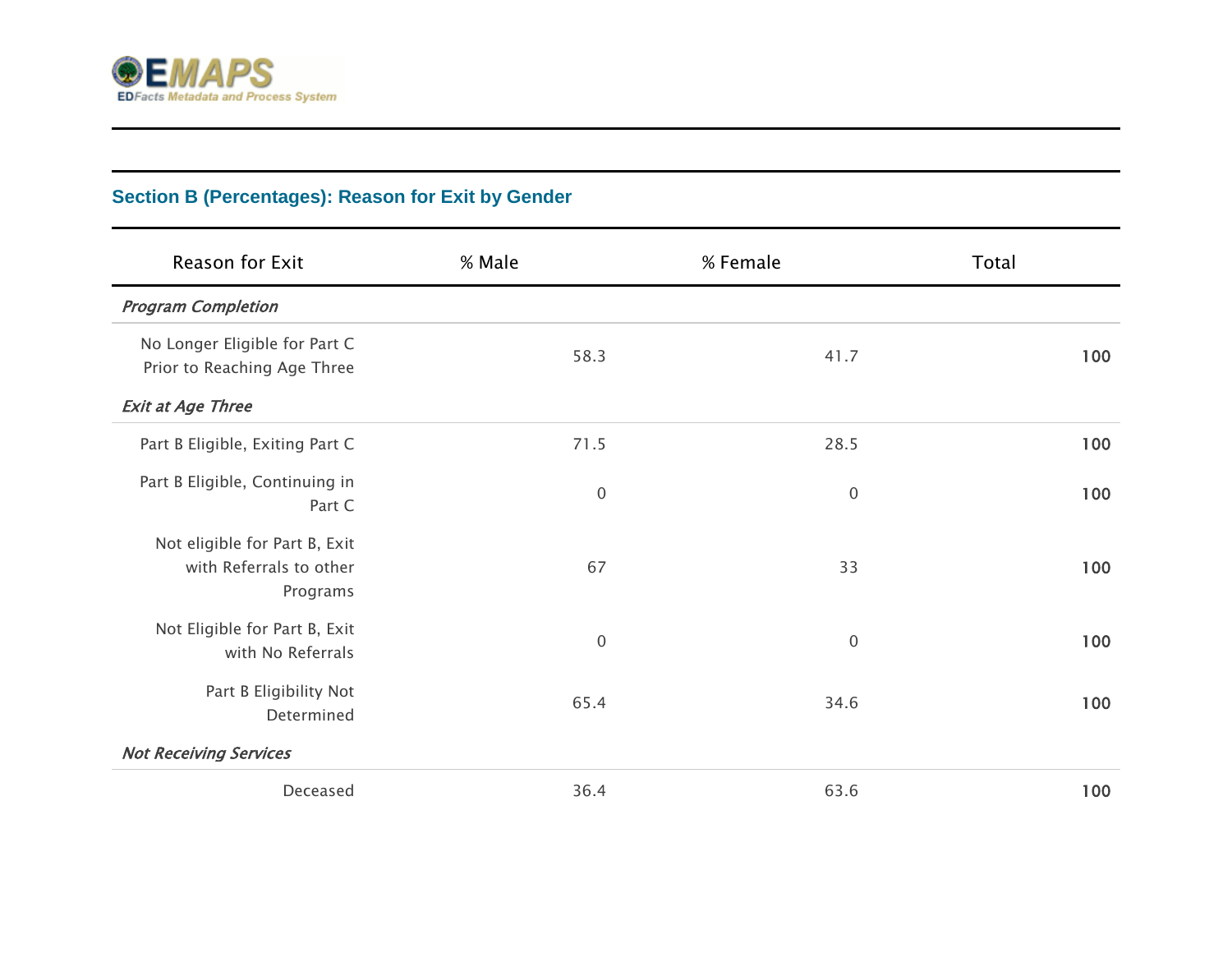## Section B (Percentages): Reason for Exit by Gender

| Reason for Exit | % Male | % Female | Total |
|---|---|---|---|
| *Program Completion* | | | |
| No Longer Eligible for Part C Prior to Reaching Age Three | 58.3 | 41.7 | **100** |
| *Exit at Age Three* | | | |
| Part B Eligible, Exiting Part C | 71.5 | 28.5 | **100** |
| Part B Eligible, Continuing in Part C | 0 | 0 | **100** |
| Not eligible for Part B, Exit with Referrals to other Programs | 67 | 33 | **100** |
| Not Eligible for Part B, Exit with No Referrals | 0 | 0 | **100** |
| Part B Eligibility Not Determined | 65.4 | 34.6 | **100** |
| *Not Receiving Services* | | | |
| Deceased | 36.4 | 63.6 | **100** |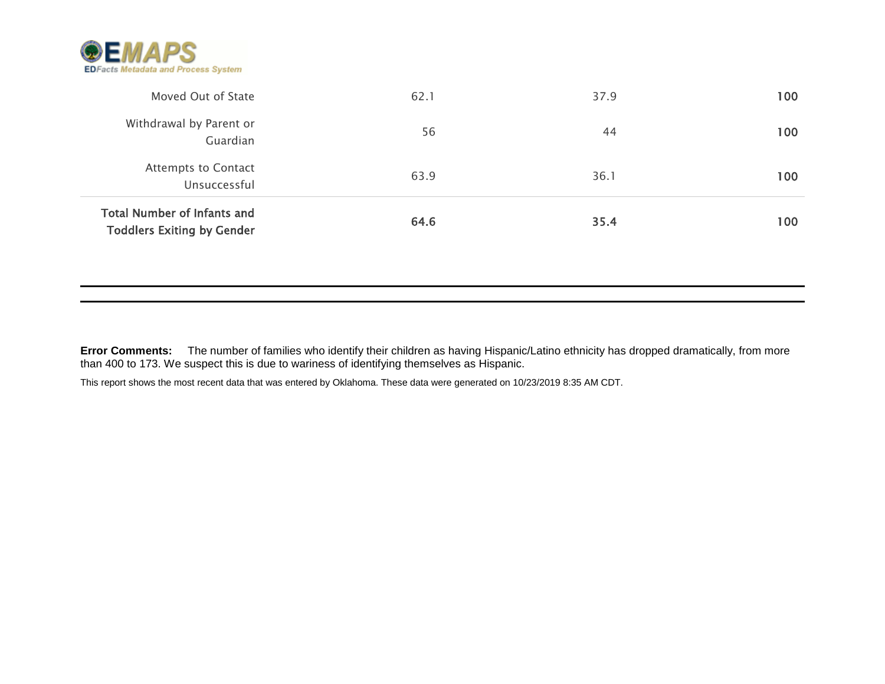| | | | |
|---|---|---|---|
| Moved Out of State | 62.1 | 37.9 | **100** |
| Withdrawal by Parent or Guardian | 56 | 44 | **100** |
| Attempts to Contact Unsuccessful | 63.9 | 36.1 | **100** |
| **Total Number of Infants and Toddlers Exiting by Gender** | **64.6** | **35.4** | **100** |

**Error Comments:** The number of families who identify their children as having Hispanic/Latino ethnicity has dropped dramatically, from more than 400 to 173. We suspect this is due to wariness of identifying themselves as Hispanic.

This report shows the most recent data that was entered by Oklahoma. These data were generated on 10/23/2019 8:35 AM CDT.